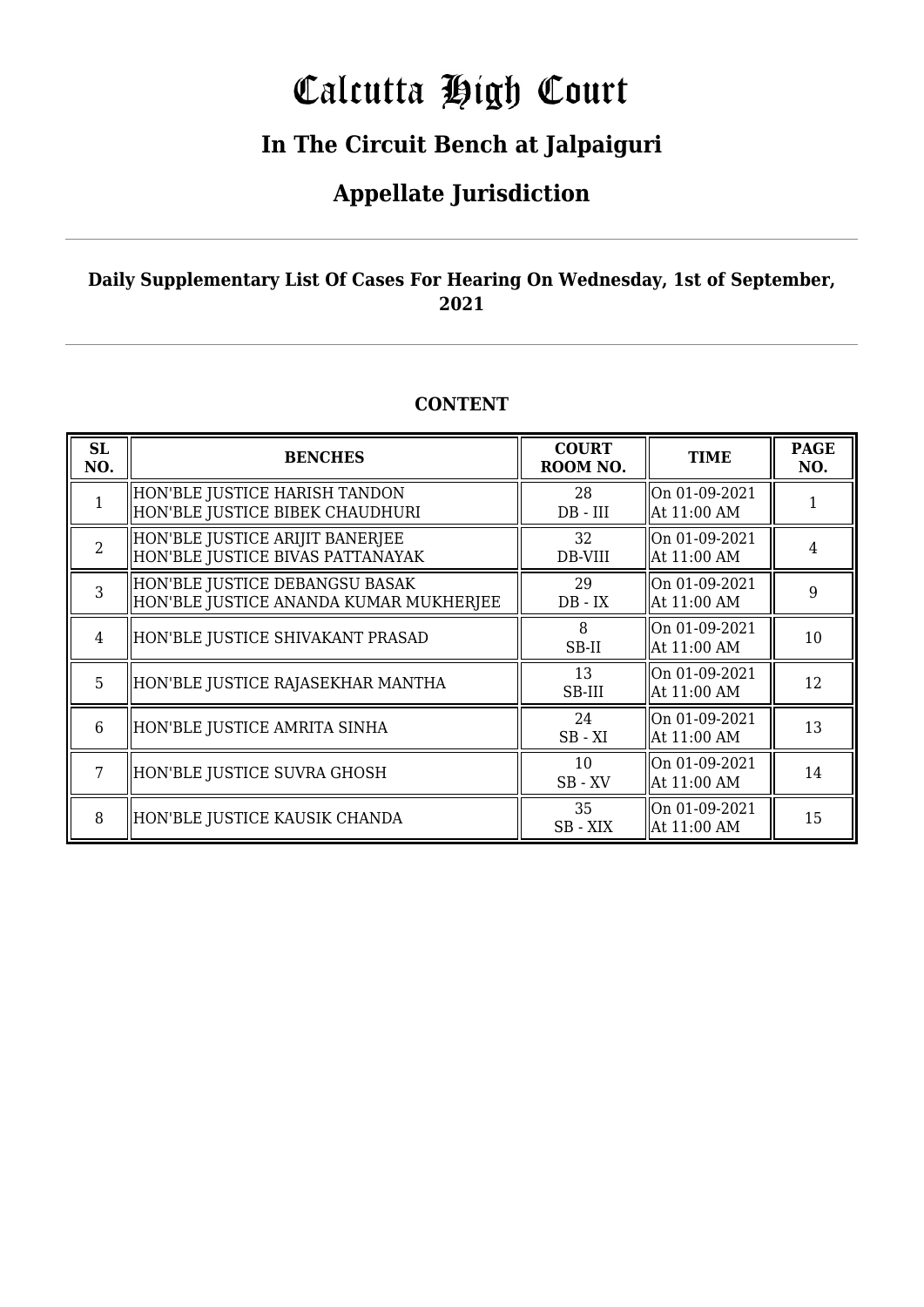# Calcutta High Court

## In The Circuit Bench at Jalpaiguri

## Appellate Jurisdiction

**Daily Supplementary List Of Cases For Hearing On Wednesday, 1st of September, 2021**

**CONTENT**

| SL NO. | BENCHES | COURT ROOM NO. | TIME | PAGE NO. |
|---|---|---|---|---|
| 1 | HON'BLE JUSTICE HARISH TANDON<br>HON'BLE JUSTICE BIBEK CHAUDHURI | 28<br>DB - III | On 01-09-2021<br>At 11:00 AM | 1 |
| 2 | HON'BLE JUSTICE ARIJIT BANERJEE<br>HON'BLE JUSTICE BIVAS PATTANAYAK | 32<br>DB-VIII | On 01-09-2021<br>At 11:00 AM | 4 |
| 3 | HON'BLE JUSTICE DEBANGSU BASAK<br>HON'BLE JUSTICE ANANDA KUMAR MUKHERJEE | 29<br>DB - IX | On 01-09-2021<br>At 11:00 AM | 9 |
| 4 | HON'BLE JUSTICE SHIVAKANT PRASAD | 8<br>SB-II | On 01-09-2021<br>At 11:00 AM | 10 |
| 5 | HON'BLE JUSTICE RAJASEKHAR MANTHA | 13<br>SB-III | On 01-09-2021<br>At 11:00 AM | 12 |
| 6 | HON'BLE JUSTICE AMRITA SINHA | 24<br>SB - XI | On 01-09-2021<br>At 11:00 AM | 13 |
| 7 | HON'BLE JUSTICE SUVRA GHOSH | 10<br>SB - XV | On 01-09-2021<br>At 11:00 AM | 14 |
| 8 | HON'BLE JUSTICE KAUSIK CHANDA | 35<br>SB - XIX | On 01-09-2021<br>At 11:00 AM | 15 |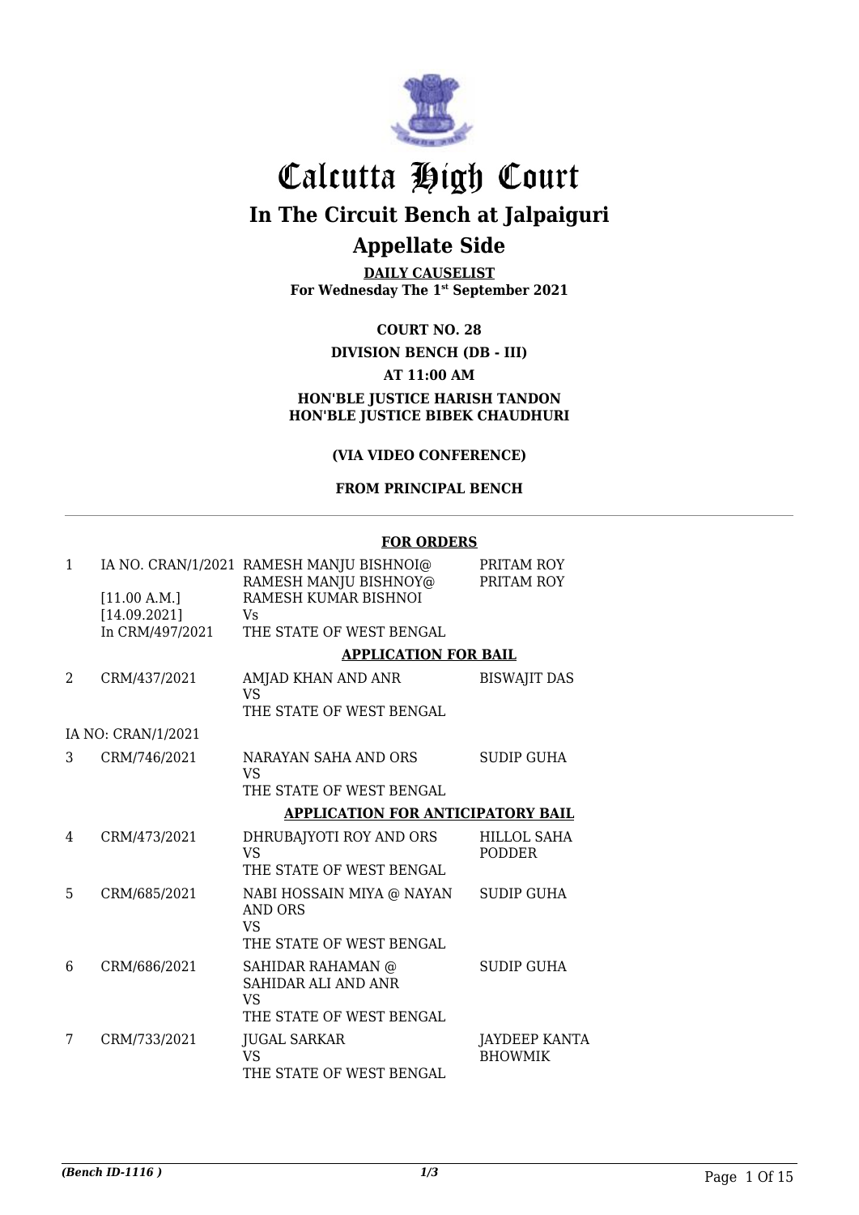# Calcutta High Court

## In The Circuit Bench at Jalpaiguri

## Appellate Side

**DAILY CAUSELIST**
**For Wednesday The 1st September 2021**

**COURT NO. 28**

**DIVISION BENCH (DB - III)**

**AT 11:00 AM**

**HON'BLE JUSTICE HARISH TANDON**
**HON'BLE JUSTICE BIBEK CHAUDHURI**

**(VIA VIDEO CONFERENCE)**

**FROM PRINCIPAL BENCH**

**FOR ORDERS**

| | | | |
|---|---|---|---|
| 1 | IA NO. CRAN/1/2021 [11.00 A.M.] [14.09.2021] In CRM/497/2021 | RAMESH MANJU BISHNOI@ RAMESH MANJU BISHNOY@ RAMESH KUMAR BISHNOI Vs THE STATE OF WEST BENGAL | PRITAM ROY PRITAM ROY |

**APPLICATION FOR BAIL**

| | | | |
|---|---|---|---|
| 2 | CRM/437/2021 | AMJAD KHAN AND ANR VS THE STATE OF WEST BENGAL | BISWAJIT DAS |
| | IA NO: CRAN/1/2021 | | |
| 3 | CRM/746/2021 | NARAYAN SAHA AND ORS VS THE STATE OF WEST BENGAL | SUDIP GUHA |

**APPLICATION FOR ANTICIPATORY BAIL**

| | | | |
|---|---|---|---|
| 4 | CRM/473/2021 | DHRUBAJYOTI ROY AND ORS VS THE STATE OF WEST BENGAL | HILLOL SAHA PODDER |
| 5 | CRM/685/2021 | NABI HOSSAIN MIYA @ NAYAN AND ORS VS THE STATE OF WEST BENGAL | SUDIP GUHA |
| 6 | CRM/686/2021 | SAHIDAR RAHAMAN @ SAHIDAR ALI AND ANR VS THE STATE OF WEST BENGAL | SUDIP GUHA |
| 7 | CRM/733/2021 | JUGAL SARKAR VS THE STATE OF WEST BENGAL | JAYDEEP KANTA BHOWMIK |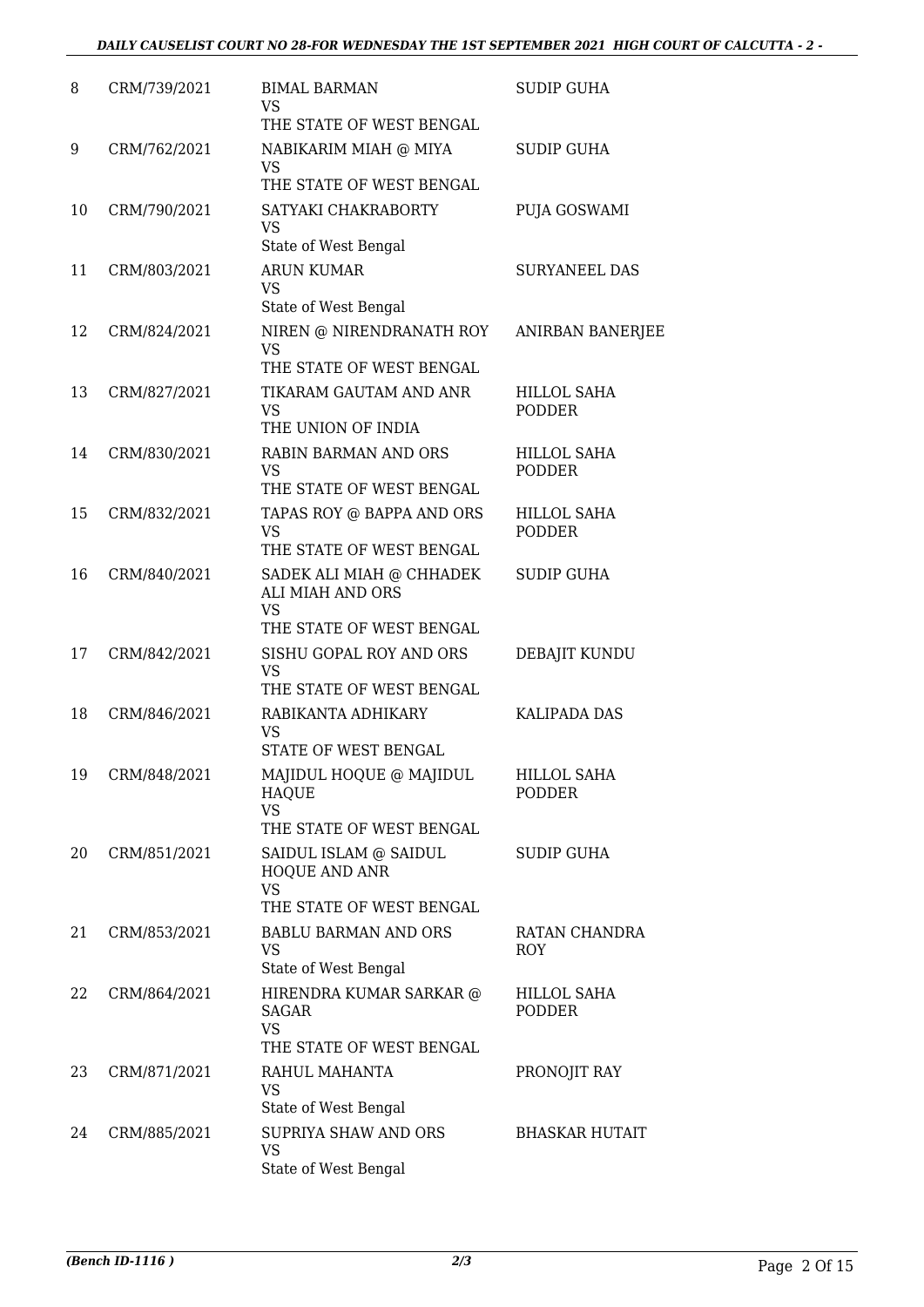| | | | |
|---|---|---|---|
| 8 | CRM/739/2021 | BIMAL BARMAN<br>VS<br>THE STATE OF WEST BENGAL | SUDIP GUHA |
| 9 | CRM/762/2021 | NABIKARIM MIAH @ MIYA<br>VS<br>THE STATE OF WEST BENGAL | SUDIP GUHA |
| 10 | CRM/790/2021 | SATYAKI CHAKRABORTY<br>VS<br>State of West Bengal | PUJA GOSWAMI |
| 11 | CRM/803/2021 | ARUN KUMAR<br>VS<br>State of West Bengal | SURYANEEL DAS |
| 12 | CRM/824/2021 | NIREN @ NIRENDRANATH ROY<br>VS<br>THE STATE OF WEST BENGAL | ANIRBAN BANERJEE |
| 13 | CRM/827/2021 | TIKARAM GAUTAM AND ANR<br>VS<br>THE UNION OF INDIA | HILLOL SAHA PODDER |
| 14 | CRM/830/2021 | RABIN BARMAN AND ORS<br>VS<br>THE STATE OF WEST BENGAL | HILLOL SAHA PODDER |
| 15 | CRM/832/2021 | TAPAS ROY @ BAPPA AND ORS<br>VS<br>THE STATE OF WEST BENGAL | HILLOL SAHA PODDER |
| 16 | CRM/840/2021 | SADEK ALI MIAH @ CHHADEK ALI MIAH AND ORS<br>VS<br>THE STATE OF WEST BENGAL | SUDIP GUHA |
| 17 | CRM/842/2021 | SISHU GOPAL ROY AND ORS<br>VS<br>THE STATE OF WEST BENGAL | DEBAJIT KUNDU |
| 18 | CRM/846/2021 | RABIKANTA ADHIKARY<br>VS<br>STATE OF WEST BENGAL | KALIPADA DAS |
| 19 | CRM/848/2021 | MAJIDUL HOQUE @ MAJIDUL HAQUE<br>VS<br>THE STATE OF WEST BENGAL | HILLOL SAHA PODDER |
| 20 | CRM/851/2021 | SAIDUL ISLAM @ SAIDUL HOQUE AND ANR<br>VS<br>THE STATE OF WEST BENGAL | SUDIP GUHA |
| 21 | CRM/853/2021 | BABLU BARMAN AND ORS<br>VS<br>State of West Bengal | RATAN CHANDRA ROY |
| 22 | CRM/864/2021 | HIRENDRA KUMAR SARKAR @ SAGAR<br>VS<br>THE STATE OF WEST BENGAL | HILLOL SAHA PODDER |
| 23 | CRM/871/2021 | RAHUL MAHANTA<br>VS<br>State of West Bengal | PRONOJIT RAY |
| 24 | CRM/885/2021 | SUPRIYA SHAW AND ORS<br>VS<br>State of West Bengal | BHASKAR HUTAIT |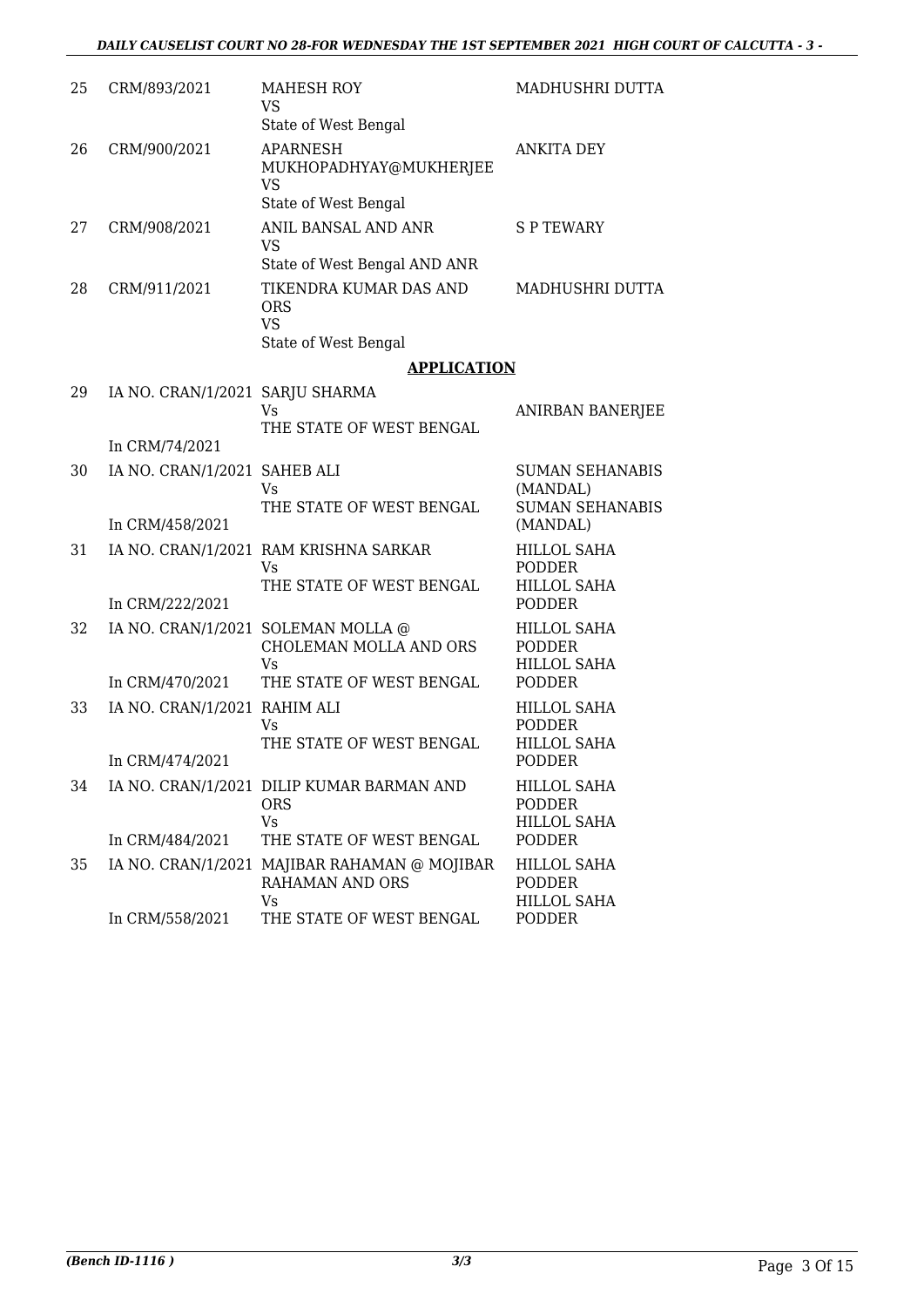| | | | |
|---|---|---|---|
| 25 | CRM/893/2021 | MAHESH ROY<br>VS<br>State of West Bengal | MADHUSHRI DUTTA |
| 26 | CRM/900/2021 | APARNESH MUKHOPADHYAY@MUKHERJEE<br>VS<br>State of West Bengal | ANKITA DEY |
| 27 | CRM/908/2021 | ANIL BANSAL AND ANR<br>VS<br>State of West Bengal AND ANR | S P TEWARY |
| 28 | CRM/911/2021 | TIKENDRA KUMAR DAS AND ORS<br>VS<br>State of West Bengal | MADHUSHRI DUTTA |

## APPLICATION

| | | | |
|---|---|---|---|
| 29 | IA NO. CRAN/1/2021<br>In CRM/74/2021 | SARJU SHARMA<br>Vs<br>THE STATE OF WEST BENGAL | ANIRBAN BANERJEE |
| 30 | IA NO. CRAN/1/2021<br>In CRM/458/2021 | SAHEB ALI<br>Vs<br>THE STATE OF WEST BENGAL | SUMAN SEHANABIS (MANDAL)<br>SUMAN SEHANABIS (MANDAL) |
| 31 | IA NO. CRAN/1/2021<br>In CRM/222/2021 | RAM KRISHNA SARKAR<br>Vs<br>THE STATE OF WEST BENGAL | HILLOL SAHA PODDER<br>HILLOL SAHA PODDER |
| 32 | IA NO. CRAN/1/2021<br>In CRM/470/2021 | SOLEMAN MOLLA @ CHOLEMAN MOLLA AND ORS<br>Vs<br>THE STATE OF WEST BENGAL | HILLOL SAHA PODDER<br>HILLOL SAHA PODDER |
| 33 | IA NO. CRAN/1/2021<br>In CRM/474/2021 | RAHIM ALI<br>Vs<br>THE STATE OF WEST BENGAL | HILLOL SAHA PODDER<br>HILLOL SAHA PODDER |
| 34 | IA NO. CRAN/1/2021<br>In CRM/484/2021 | DILIP KUMAR BARMAN AND ORS<br>Vs<br>THE STATE OF WEST BENGAL | HILLOL SAHA PODDER<br>HILLOL SAHA PODDER |
| 35 | IA NO. CRAN/1/2021<br>In CRM/558/2021 | MAJIBAR RAHAMAN @ MOJIBAR RAHAMAN AND ORS<br>Vs<br>THE STATE OF WEST BENGAL | HILLOL SAHA PODDER<br>HILLOL SAHA PODDER |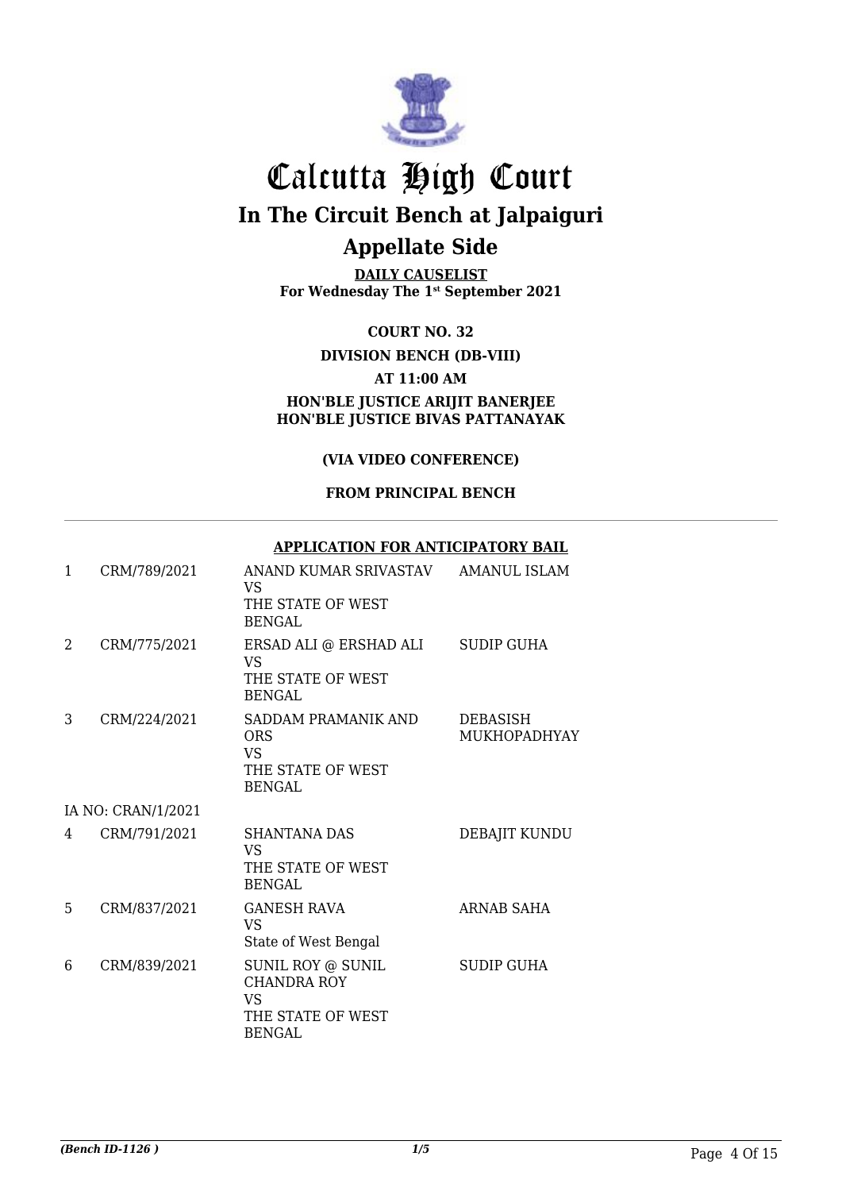# Calcutta High Court

## In The Circuit Bench at Jalpaiguri

## Appellate Side

**DAILY CAUSELIST**
**For Wednesday The 1st September 2021**

**COURT NO. 32**

**DIVISION BENCH (DB-VIII)**

**AT 11:00 AM**

**HON'BLE JUSTICE ARIJIT BANERJEE**
**HON'BLE JUSTICE BIVAS PATTANAYAK**

**(VIA VIDEO CONFERENCE)**

**FROM PRINCIPAL BENCH**

**APPLICATION FOR ANTICIPATORY BAIL**

| | | | |
|---|---|---|---|
| 1 | CRM/789/2021 | ANAND KUMAR SRIVASTAV VS THE STATE OF WEST BENGAL | AMANUL ISLAM |
| 2 | CRM/775/2021 | ERSAD ALI @ ERSHAD ALI VS THE STATE OF WEST BENGAL | SUDIP GUHA |
| 3 | CRM/224/2021 | SADDAM PRAMANIK AND ORS VS THE STATE OF WEST BENGAL | DEBASISH MUKHOPADHYAY |
| | IA NO: CRAN/1/2021 | | |
| 4 | CRM/791/2021 | SHANTANA DAS VS THE STATE OF WEST BENGAL | DEBAJIT KUNDU |
| 5 | CRM/837/2021 | GANESH RAVA VS State of West Bengal | ARNAB SAHA |
| 6 | CRM/839/2021 | SUNIL ROY @ SUNIL CHANDRA ROY VS THE STATE OF WEST BENGAL | SUDIP GUHA |

*(Bench ID-1126 )*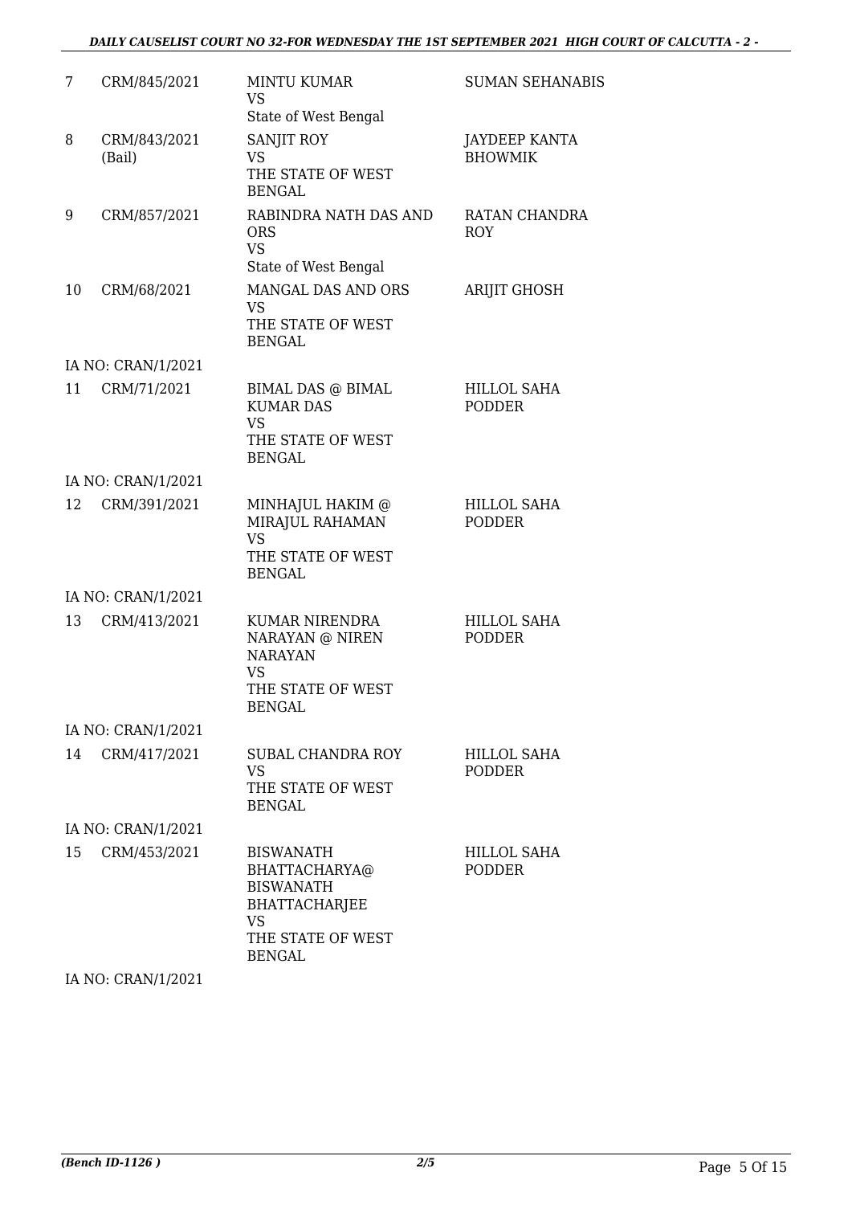| | | | |
|---|---|---|---|
| 7 | CRM/845/2021 | MINTU KUMAR<br>VS<br>State of West Bengal | SUMAN SEHANABIS |
| 8 | CRM/843/2021<br>(Bail) | SANJIT ROY<br>VS<br>THE STATE OF WEST BENGAL | JAYDEEP KANTA BHOWMIK |
| 9 | CRM/857/2021 | RABINDRA NATH DAS AND ORS<br>VS<br>State of West Bengal | RATAN CHANDRA ROY |
| 10 | CRM/68/2021 | MANGAL DAS AND ORS<br>VS<br>THE STATE OF WEST BENGAL | ARIJIT GHOSH |
| | IA NO: CRAN/1/2021 | | |
| 11 | CRM/71/2021 | BIMAL DAS @ BIMAL KUMAR DAS<br>VS<br>THE STATE OF WEST BENGAL | HILLOL SAHA PODDER |
| | IA NO: CRAN/1/2021 | | |
| 12 | CRM/391/2021 | MINHAJUL HAKIM @ MIRAJUL RAHAMAN<br>VS<br>THE STATE OF WEST BENGAL | HILLOL SAHA PODDER |
| | IA NO: CRAN/1/2021 | | |
| 13 | CRM/413/2021 | KUMAR NIRENDRA NARAYAN @ NIREN NARAYAN<br>VS<br>THE STATE OF WEST BENGAL | HILLOL SAHA PODDER |
| | IA NO: CRAN/1/2021 | | |
| 14 | CRM/417/2021 | SUBAL CHANDRA ROY<br>VS<br>THE STATE OF WEST BENGAL | HILLOL SAHA PODDER |
| | IA NO: CRAN/1/2021 | | |
| 15 | CRM/453/2021 | BISWANATH BHATTACHARYA@ BISWANATH BHATTACHARJEE<br>VS<br>THE STATE OF WEST BENGAL | HILLOL SAHA PODDER |
| | IA NO: CRAN/1/2021 | | |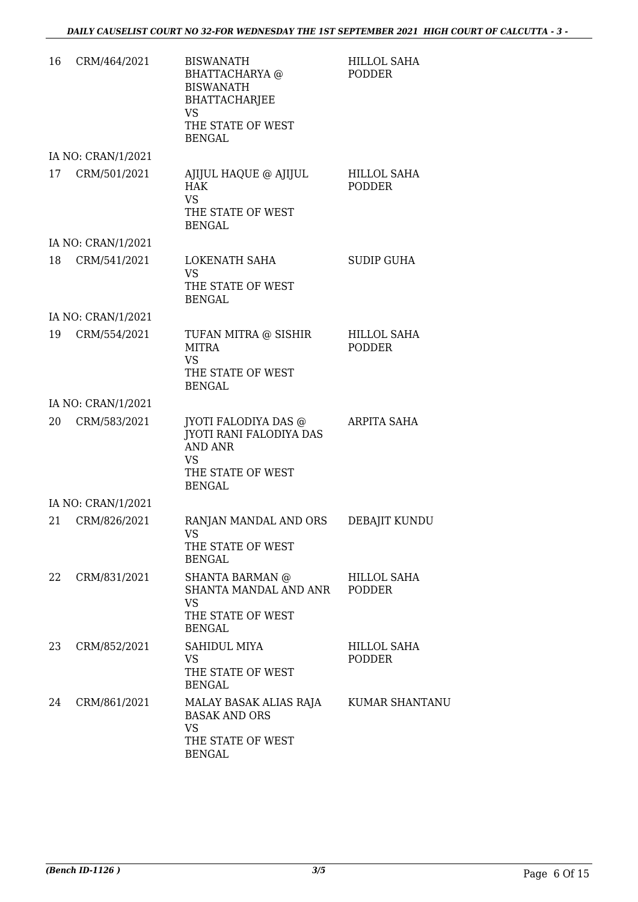| | | | |
|---|---|---|---|
| 16 | CRM/464/2021 | BISWANATH BHATTACHARYA @ BISWANATH BHATTACHARJEE VS THE STATE OF WEST BENGAL | HILLOL SAHA PODDER |
| | IA NO: CRAN/1/2021 | | |
| 17 | CRM/501/2021 | AJIJUL HAQUE @ AJIJUL HAK VS THE STATE OF WEST BENGAL | HILLOL SAHA PODDER |
| | IA NO: CRAN/1/2021 | | |
| 18 | CRM/541/2021 | LOKENATH SAHA VS THE STATE OF WEST BENGAL | SUDIP GUHA |
| | IA NO: CRAN/1/2021 | | |
| 19 | CRM/554/2021 | TUFAN MITRA @ SISHIR MITRA VS THE STATE OF WEST BENGAL | HILLOL SAHA PODDER |
| | IA NO: CRAN/1/2021 | | |
| 20 | CRM/583/2021 | JYOTI FALODIYA DAS @ JYOTI RANI FALODIYA DAS AND ANR VS THE STATE OF WEST BENGAL | ARPITA SAHA |
| | IA NO: CRAN/1/2021 | | |
| 21 | CRM/826/2021 | RANJAN MANDAL AND ORS VS THE STATE OF WEST BENGAL | DEBAJIT KUNDU |
| 22 | CRM/831/2021 | SHANTA BARMAN @ SHANTA MANDAL AND ANR VS THE STATE OF WEST BENGAL | HILLOL SAHA PODDER |
| 23 | CRM/852/2021 | SAHIDUL MIYA VS THE STATE OF WEST BENGAL | HILLOL SAHA PODDER |
| 24 | CRM/861/2021 | MALAY BASAK ALIAS RAJA BASAK AND ORS VS THE STATE OF WEST BENGAL | KUMAR SHANTANU |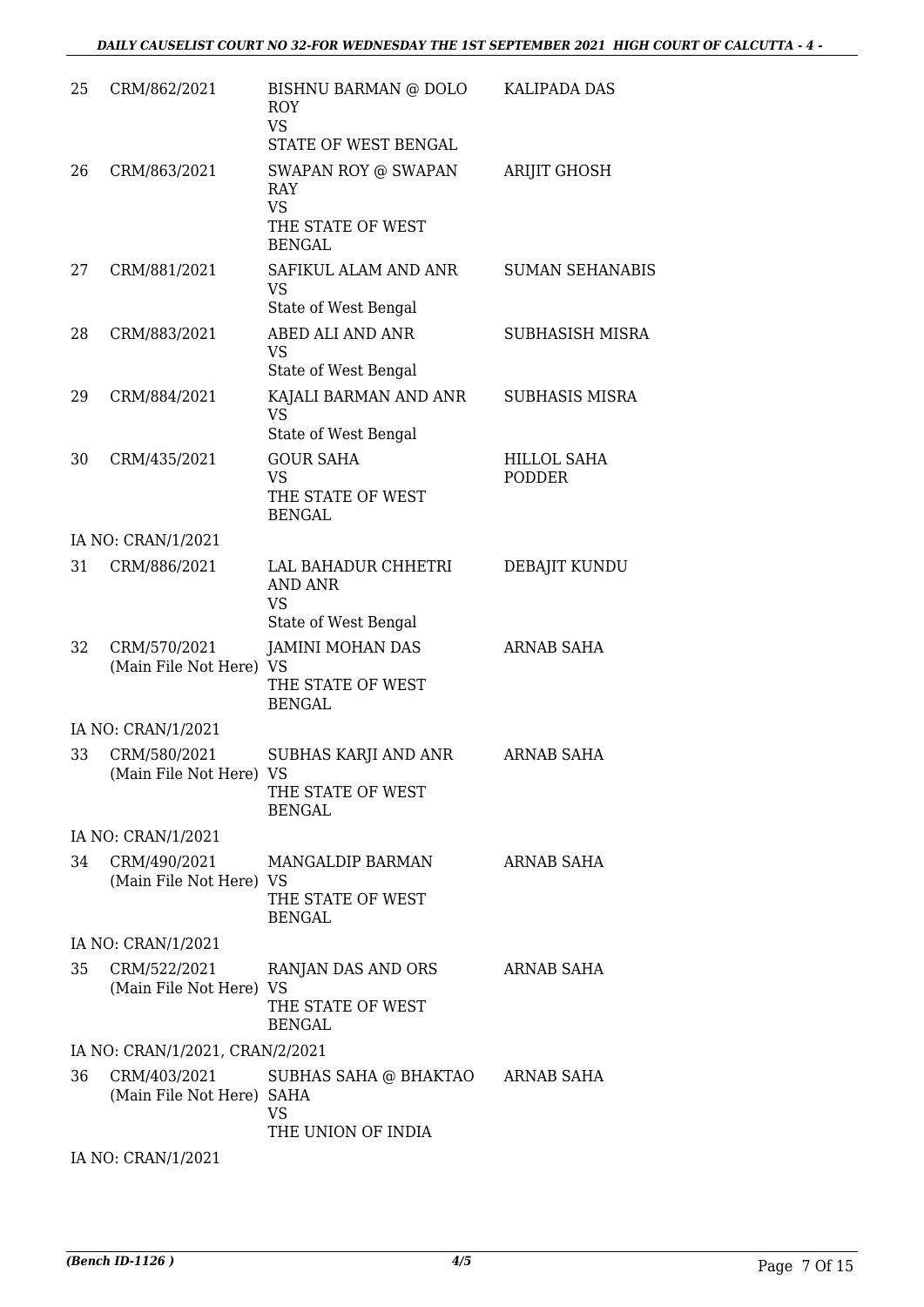| | | | |
|---|---|---|---|
| 25 | CRM/862/2021 | BISHNU BARMAN @ DOLO ROY<br>VS<br>STATE OF WEST BENGAL | KALIPADA DAS |
| 26 | CRM/863/2021 | SWAPAN ROY @ SWAPAN RAY<br>VS<br>THE STATE OF WEST BENGAL | ARIJIT GHOSH |
| 27 | CRM/881/2021 | SAFIKUL ALAM AND ANR<br>VS<br>State of West Bengal | SUMAN SEHANABIS |
| 28 | CRM/883/2021 | ABED ALI AND ANR<br>VS<br>State of West Bengal | SUBHASISH MISRA |
| 29 | CRM/884/2021 | KAJALI BARMAN AND ANR<br>VS<br>State of West Bengal | SUBHASIS MISRA |
| 30 | CRM/435/2021 | GOUR SAHA<br>VS<br>THE STATE OF WEST BENGAL | HILLOL SAHA PODDER |
| | IA NO: CRAN/1/2021 | | |
| 31 | CRM/886/2021 | LAL BAHADUR CHHETRI AND ANR<br>VS<br>State of West Bengal | DEBAJIT KUNDU |
| 32 | CRM/570/2021<br>(Main File Not Here) | JAMINI MOHAN DAS<br>VS<br>THE STATE OF WEST BENGAL | ARNAB SAHA |
| | IA NO: CRAN/1/2021 | | |
| 33 | CRM/580/2021<br>(Main File Not Here) | SUBHAS KARJI AND ANR<br>VS<br>THE STATE OF WEST BENGAL | ARNAB SAHA |
| | IA NO: CRAN/1/2021 | | |
| 34 | CRM/490/2021<br>(Main File Not Here) | MANGALDIP BARMAN<br>VS<br>THE STATE OF WEST BENGAL | ARNAB SAHA |
| | IA NO: CRAN/1/2021 | | |
| 35 | CRM/522/2021<br>(Main File Not Here) | RANJAN DAS AND ORS<br>VS<br>THE STATE OF WEST BENGAL | ARNAB SAHA |
| | IA NO: CRAN/1/2021, CRAN/2/2021 | | |
| 36 | CRM/403/2021<br>(Main File Not Here) | SUBHAS SAHA @ BHAKTAO SAHA<br>VS<br>THE UNION OF INDIA | ARNAB SAHA |
| | IA NO: CRAN/1/2021 | | |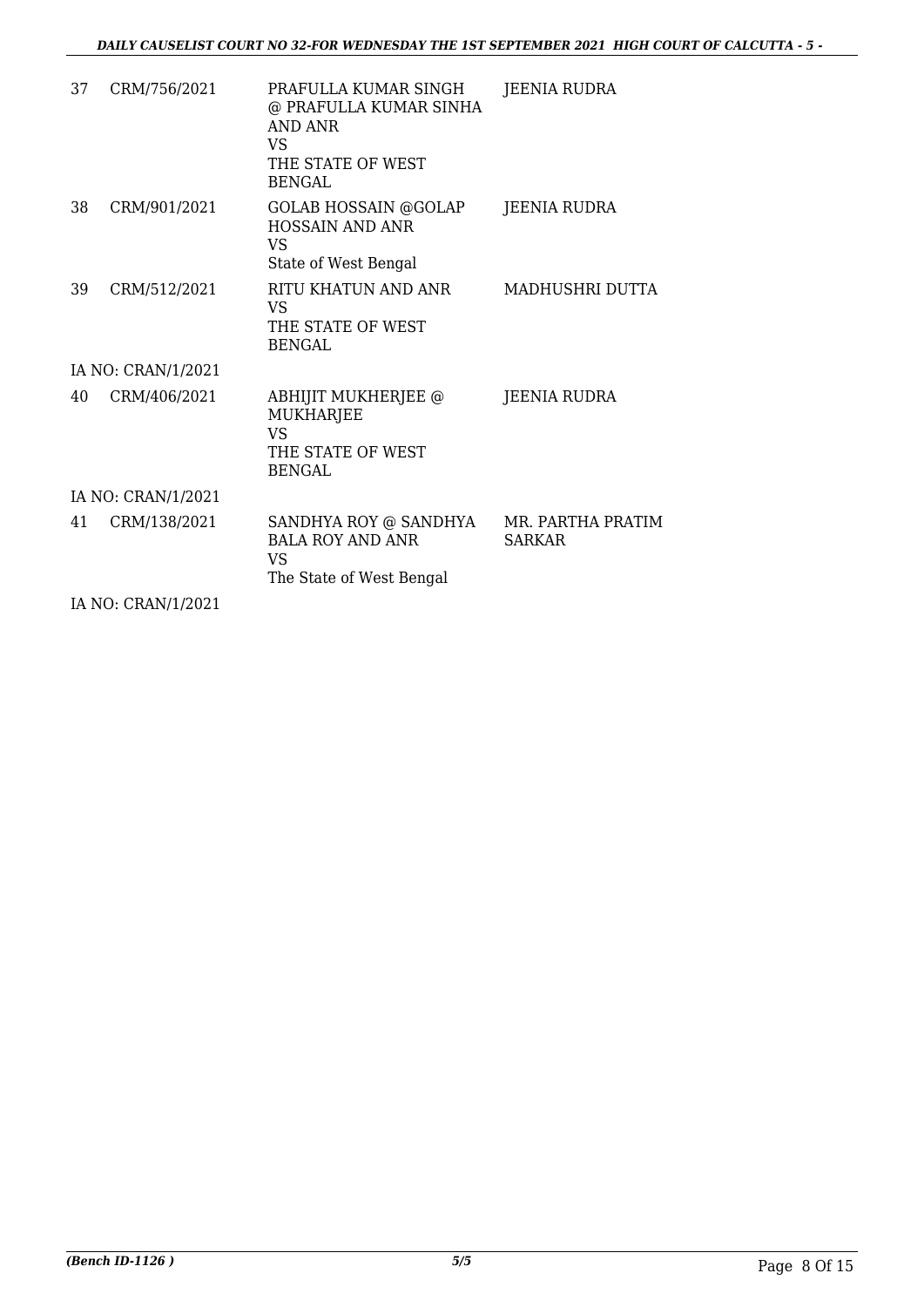| | | | |
|---|---|---|---|
| 37 | CRM/756/2021 | PRAFULLA KUMAR SINGH @ PRAFULLA KUMAR SINHA AND ANR<br>VS<br>THE STATE OF WEST BENGAL | JEENIA RUDRA |
| 38 | CRM/901/2021 | GOLAB HOSSAIN @GOLAP HOSSAIN AND ANR<br>VS<br>State of West Bengal | JEENIA RUDRA |
| 39 | CRM/512/2021 | RITU KHATUN AND ANR<br>VS<br>THE STATE OF WEST BENGAL | MADHUSHRI DUTTA |
| IA NO: CRAN/1/2021 | | | |
| 40 | CRM/406/2021 | ABHIJIT MUKHERJEE @ MUKHARJEE<br>VS<br>THE STATE OF WEST BENGAL | JEENIA RUDRA |
| IA NO: CRAN/1/2021 | | | |
| 41 | CRM/138/2021 | SANDHYA ROY @ SANDHYA BALA ROY AND ANR<br>VS<br>The State of West Bengal | MR. PARTHA PRATIM SARKAR |
| IA NO: CRAN/1/2021 | | | |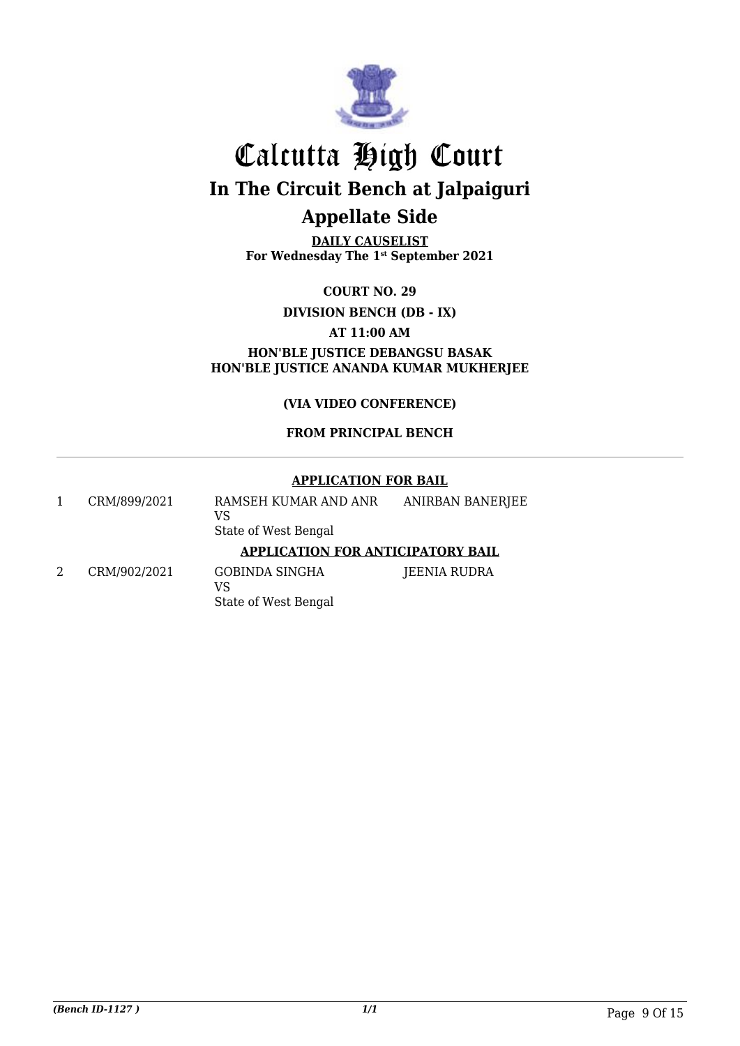# Calcutta High Court

## In The Circuit Bench at Jalpaiguri

## Appellate Side

**DAILY CAUSELIST**
**For Wednesday The 1st September 2021**

**COURT NO. 29**

**DIVISION BENCH (DB - IX)**

**AT 11:00 AM**

**HON'BLE JUSTICE DEBANGSU BASAK**
**HON'BLE JUSTICE ANANDA KUMAR MUKHERJEE**

**(VIA VIDEO CONFERENCE)**

**FROM PRINCIPAL BENCH**

---

**APPLICATION FOR BAIL**

| | | | |
|---|---|---|---|
| 1 | CRM/899/2021 | RAMSEH KUMAR AND ANR<br>VS<br>State of West Bengal | ANIRBAN BANERJEE |

**APPLICATION FOR ANTICIPATORY BAIL**

| | | | |
|---|---|---|---|
| 2 | CRM/902/2021 | GOBINDA SINGHA<br>VS<br>State of West Bengal | JEENIA RUDRA |

*(Bench ID-1127 )*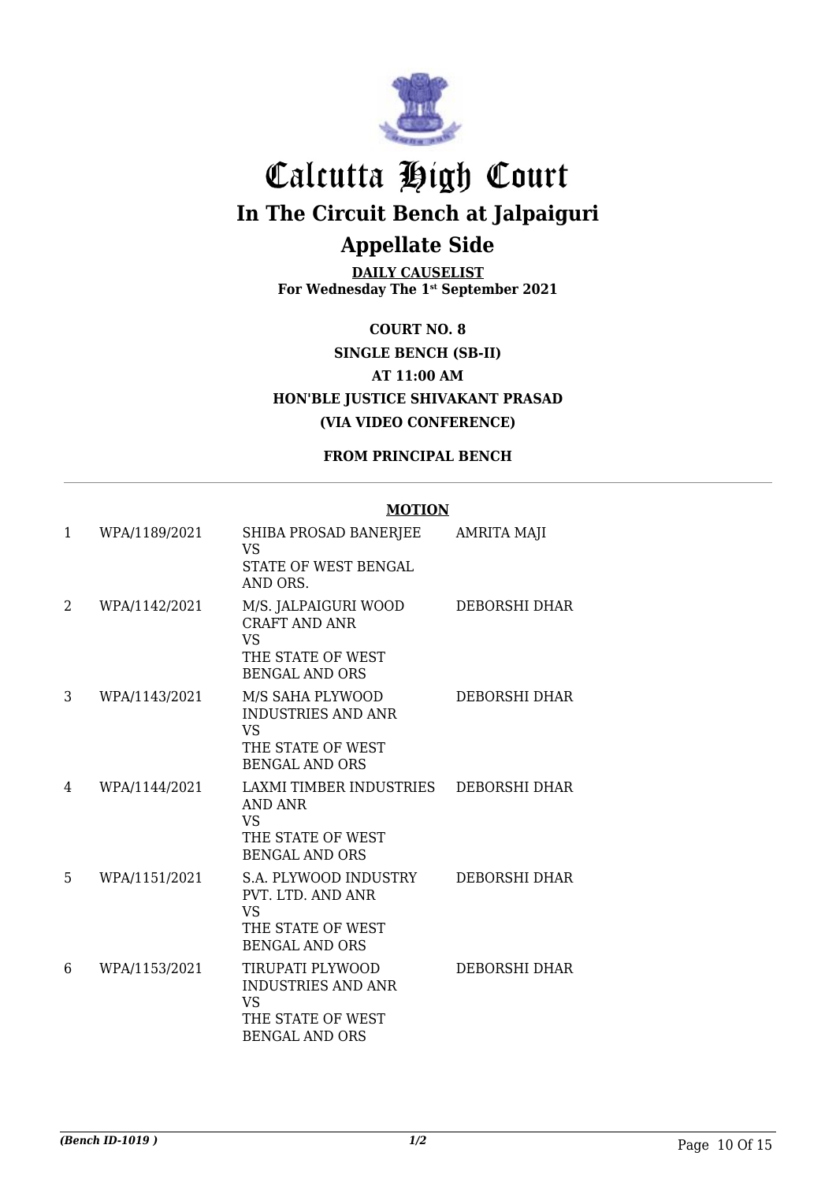# Calcutta High Court

## In The Circuit Bench at Jalpaiguri

## Appellate Side

**DAILY CAUSELIST**
**For Wednesday The 1st September 2021**

**COURT NO. 8**

**SINGLE BENCH (SB-II)**

**AT 11:00 AM**

**HON'BLE JUSTICE SHIVAKANT PRASAD**

**(VIA VIDEO CONFERENCE)**

**FROM PRINCIPAL BENCH**

**MOTION**

| | | | |
|---|---|---|---|
| 1 | WPA/1189/2021 | SHIBA PROSAD BANERJEE<br>VS<br>STATE OF WEST BENGAL AND ORS. | AMRITA MAJI |
| 2 | WPA/1142/2021 | M/S. JALPAIGURI WOOD CRAFT AND ANR<br>VS<br>THE STATE OF WEST BENGAL AND ORS | DEBORSHI DHAR |
| 3 | WPA/1143/2021 | M/S SAHA PLYWOOD INDUSTRIES AND ANR<br>VS<br>THE STATE OF WEST BENGAL AND ORS | DEBORSHI DHAR |
| 4 | WPA/1144/2021 | LAXMI TIMBER INDUSTRIES AND ANR<br>VS<br>THE STATE OF WEST BENGAL AND ORS | DEBORSHI DHAR |
| 5 | WPA/1151/2021 | S.A. PLYWOOD INDUSTRY PVT. LTD. AND ANR<br>VS<br>THE STATE OF WEST BENGAL AND ORS | DEBORSHI DHAR |
| 6 | WPA/1153/2021 | TIRUPATI PLYWOOD INDUSTRIES AND ANR<br>VS<br>THE STATE OF WEST BENGAL AND ORS | DEBORSHI DHAR |

*(Bench ID-1019 )* 1/2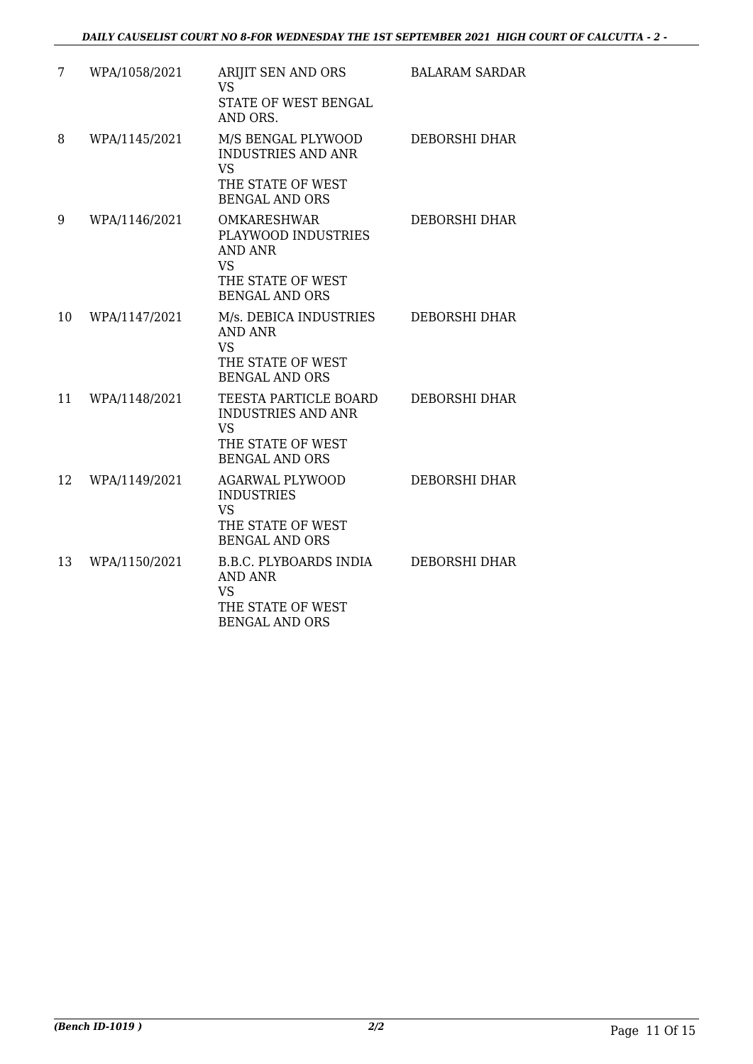| 7 | WPA/1058/2021 | ARIJIT SEN AND ORS<br>VS<br>STATE OF WEST BENGAL AND ORS. | BALARAM SARDAR |
|---|---|---|---|
| 8 | WPA/1145/2021 | M/S BENGAL PLYWOOD INDUSTRIES AND ANR<br>VS<br>THE STATE OF WEST BENGAL AND ORS | DEBORSHI DHAR |
| 9 | WPA/1146/2021 | OMKARESHWAR PLAYWOOD INDUSTRIES AND ANR<br>VS<br>THE STATE OF WEST BENGAL AND ORS | DEBORSHI DHAR |
| 10 | WPA/1147/2021 | M/s. DEBICA INDUSTRIES AND ANR<br>VS<br>THE STATE OF WEST BENGAL AND ORS | DEBORSHI DHAR |
| 11 | WPA/1148/2021 | TEESTA PARTICLE BOARD INDUSTRIES AND ANR<br>VS<br>THE STATE OF WEST BENGAL AND ORS | DEBORSHI DHAR |
| 12 | WPA/1149/2021 | AGARWAL PLYWOOD INDUSTRIES<br>VS<br>THE STATE OF WEST BENGAL AND ORS | DEBORSHI DHAR |
| 13 | WPA/1150/2021 | B.B.C. PLYBOARDS INDIA AND ANR<br>VS<br>THE STATE OF WEST BENGAL AND ORS | DEBORSHI DHAR |

*(Bench ID-1019 )* *2/2*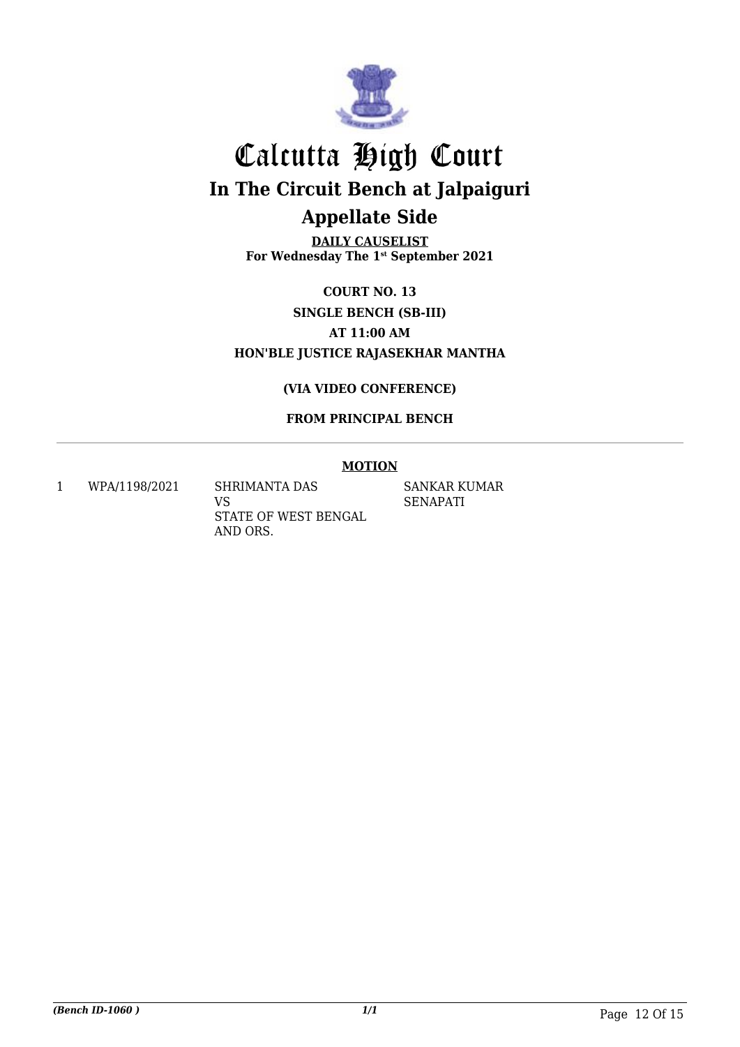# Calcutta High Court

## In The Circuit Bench at Jalpaiguri

## Appellate Side

**DAILY CAUSELIST**
**For Wednesday The 1st September 2021**

**COURT NO. 13**

**SINGLE BENCH (SB-III)**

**AT 11:00 AM**

**HON'BLE JUSTICE RAJASEKHAR MANTHA**

**(VIA VIDEO CONFERENCE)**

**FROM PRINCIPAL BENCH**

**MOTION**

| | | | |
|---|---|---|---|
| 1 | WPA/1198/2021 | SHRIMANTA DAS VS STATE OF WEST BENGAL AND ORS. | SANKAR KUMAR SENAPATI |

*(Bench ID-1060 )*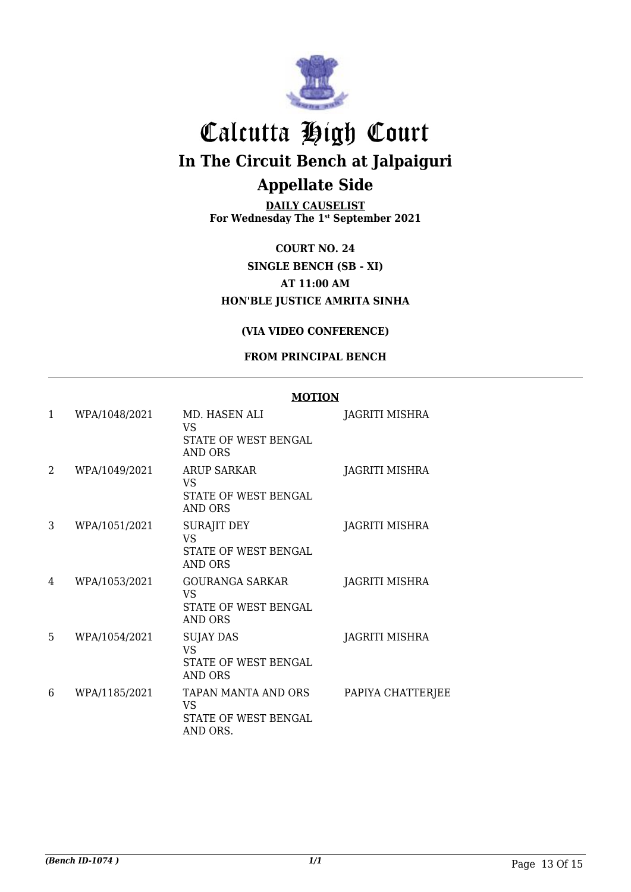# Calcutta High Court

## In The Circuit Bench at Jalpaiguri

## Appellate Side

**DAILY CAUSELIST**
**For Wednesday The 1st September 2021**

**COURT NO. 24**
**SINGLE BENCH (SB - XI)**
**AT 11:00 AM**
**HON'BLE JUSTICE AMRITA SINHA**

**(VIA VIDEO CONFERENCE)**

**FROM PRINCIPAL BENCH**

**MOTION**

| | | | |
|---|---|---|---|
| 1 | WPA/1048/2021 | MD. HASEN ALI<br>VS<br>STATE OF WEST BENGAL AND ORS | JAGRITI MISHRA |
| 2 | WPA/1049/2021 | ARUP SARKAR<br>VS<br>STATE OF WEST BENGAL AND ORS | JAGRITI MISHRA |
| 3 | WPA/1051/2021 | SURAJIT DEY<br>VS<br>STATE OF WEST BENGAL AND ORS | JAGRITI MISHRA |
| 4 | WPA/1053/2021 | GOURANGA SARKAR<br>VS<br>STATE OF WEST BENGAL AND ORS | JAGRITI MISHRA |
| 5 | WPA/1054/2021 | SUJAY DAS<br>VS<br>STATE OF WEST BENGAL AND ORS | JAGRITI MISHRA |
| 6 | WPA/1185/2021 | TAPAN MANTA AND ORS<br>VS<br>STATE OF WEST BENGAL AND ORS. | PAPIYA CHATTERJEE |

*(Bench ID-1074 )*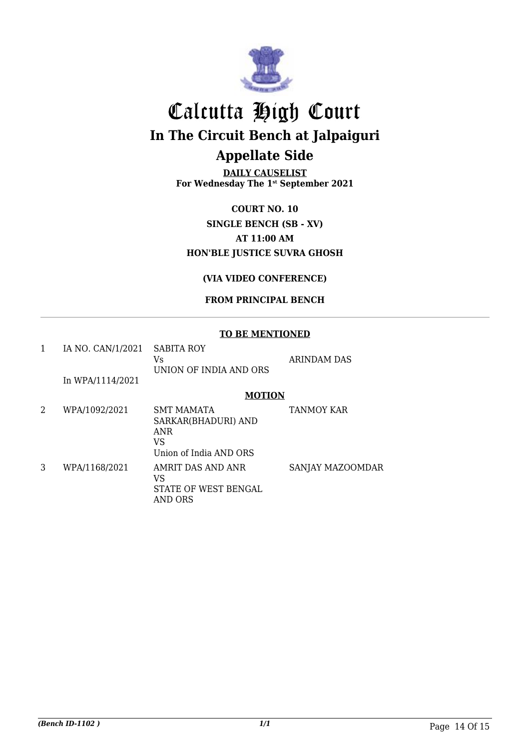# Calcutta High Court

## In The Circuit Bench at Jalpaiguri

## Appellate Side

**DAILY CAUSELIST**
**For Wednesday The 1st September 2021**

**COURT NO. 10**
**SINGLE BENCH (SB - XV)**
**AT 11:00 AM**
**HON'BLE JUSTICE SUVRA GHOSH**

**(VIA VIDEO CONFERENCE)**

**FROM PRINCIPAL BENCH**

---

**TO BE MENTIONED**

| | | | |
|---|---|---|---|
| 1 | IA NO. CAN/1/2021<br>In WPA/1114/2021 | SABITA ROY<br>Vs<br>UNION OF INDIA AND ORS | ARINDAM DAS |

**MOTION**

| | | | |
|---|---|---|---|
| 2 | WPA/1092/2021 | SMT MAMATA SARKAR(BHADURI) AND ANR<br>VS<br>Union of India AND ORS | TANMOY KAR |
| 3 | WPA/1168/2021 | AMRIT DAS AND ANR<br>VS<br>STATE OF WEST BENGAL AND ORS | SANJAY MAZOOMDAR |

*(Bench ID-1102 )* *1/1*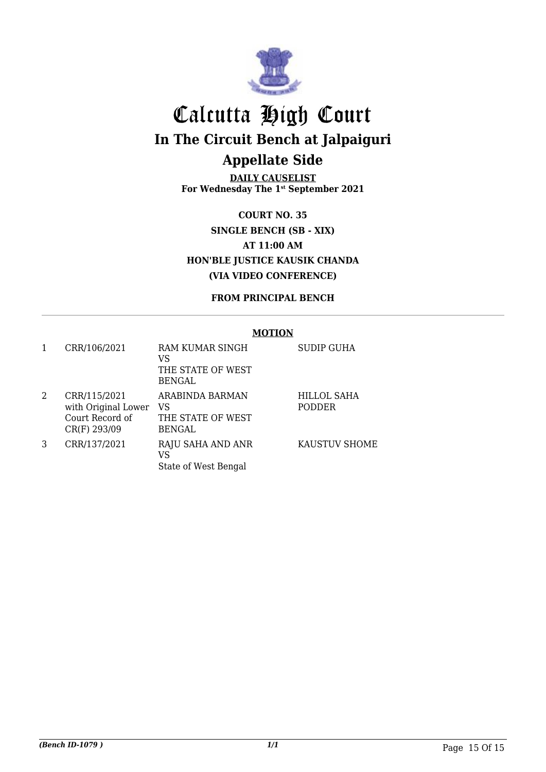# Calcutta High Court

## In The Circuit Bench at Jalpaiguri

## Appellate Side

**DAILY CAUSELIST**
**For Wednesday The 1st September 2021**

**COURT NO. 35**
**SINGLE BENCH (SB - XIX)**
**AT 11:00 AM**
**HON'BLE JUSTICE KAUSIK CHANDA**
**(VIA VIDEO CONFERENCE)**

**FROM PRINCIPAL BENCH**

**MOTION**

| | | | |
|---|---|---|---|
| 1 | CRR/106/2021 | RAM KUMAR SINGH VS THE STATE OF WEST BENGAL | SUDIP GUHA |
| 2 | CRR/115/2021 with Original Lower Court Record of CR(F) 293/09 | ARABINDA BARMAN VS THE STATE OF WEST BENGAL | HILLOL SAHA PODDER |
| 3 | CRR/137/2021 | RAJU SAHA AND ANR VS State of West Bengal | KAUSTUV SHOME |

*(Bench ID-1079 )*